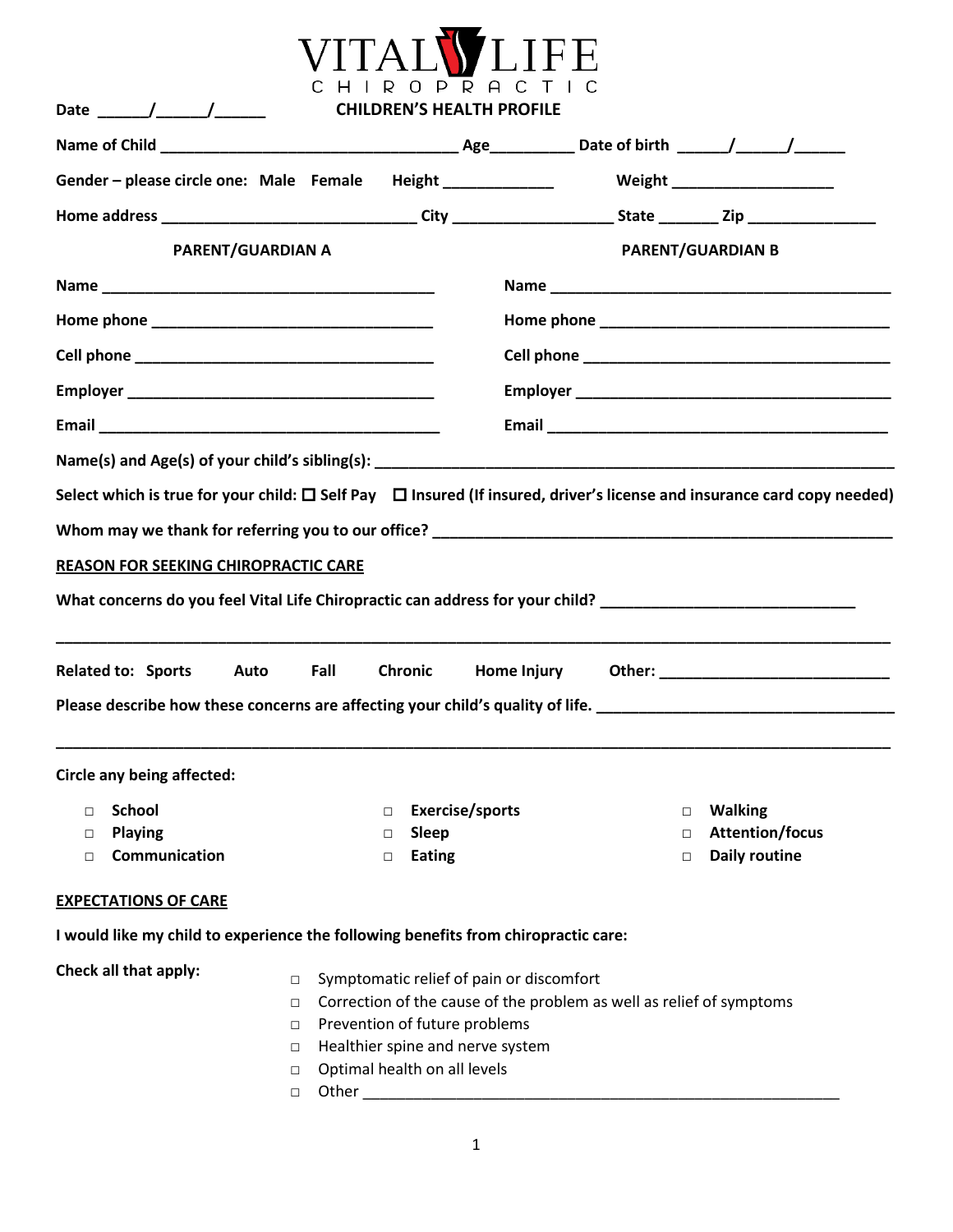# VITAL LIFE CHIROPRACTIC

Date ______/______/______

## CHILDREN'S HEALTH PROFILE

Name of Child ___________________________________ Age__________ Date of birth ______/______/______

Gender – please circle one: Male Female Height _____________ Weight ___________________

Home address _____________________________ City ___________________ State _______ Zip _______________

| PARENT/GUARDIAN A | PARENT/GUARDIAN B |
|---|---|
| Name _______________________________________ | Name _______________________________________ |
| Home phone _________________________________ | Home phone _________________________________ |
| Cell phone ___________________________________ | Cell phone ___________________________________ |
| Employer ____________________________________ | Employer ____________________________________ |
| Email _______________________________________ | Email _______________________________________ |

Name(s) and Age(s) of your child's sibling(s): ___________________________________________________________

Select which is true for your child: ☐ Self Pay ☐ Insured (If insured, driver's license and insurance card copy needed)

Whom may we thank for referring you to our office? _______________________________________________________

**REASON FOR SEEKING CHIROPRACTIC CARE**

What concerns do you feel Vital Life Chiropractic can address for your child? _____________________________

_____________________________________________________________________________________________

Related to: Sports Auto Fall Chronic Home Injury Other: __________________________

Please describe how these concerns are affecting your child's quality of life. ___________________________________

_____________________________________________________________________________________________

Circle any being affected:

- ☐ School
- ☐ Playing
- ☐ Communication
- ☐ Exercise/sports
- ☐ Sleep
- ☐ Eating
- ☐ Walking
- ☐ Attention/focus
- ☐ Daily routine

**EXPECTATIONS OF CARE**

I would like my child to experience the following benefits from chiropractic care:

Check all that apply:

- ☐ Symptomatic relief of pain or discomfort
- ☐ Correction of the cause of the problem as well as relief of symptoms
- ☐ Prevention of future problems
- ☐ Healthier spine and nerve system
- ☐ Optimal health on all levels
- ☐ Other _________________________________________________________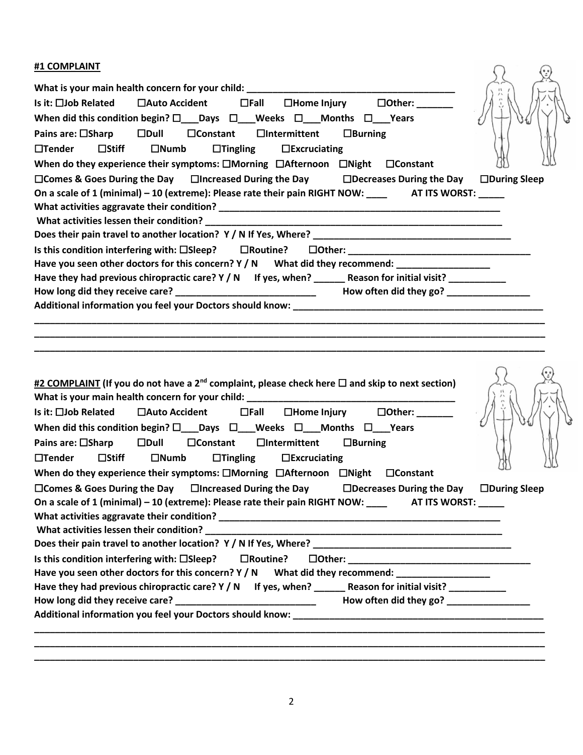**#1 COMPLAINT**

**What is your main health concern for your child: ________________________________________**

**Is it: ☐Job Related ☐Auto Accident ☐Fall ☐Home Injury ☐Other: _______**

**When did this condition begin? ☐___Days ☐___Weeks ☐___Months ☐___Years**

**Pains are: ☐Sharp ☐Dull ☐Constant ☐Intermittent ☐Burning**

**☐Tender ☐Stiff ☐Numb ☐Tingling ☐Excruciating**

**When do they experience their symptoms: ☐Morning ☐Afternoon ☐Night ☐Constant**

**☐Comes & Goes During the Day ☐Increased During the Day ☐Decreases During the Day ☐During Sleep**

**On a scale of 1 (minimal) – 10 (extreme): Please rate their pain RIGHT NOW: ____ AT ITS WORST: _____**

**What activities aggravate their condition? ________________________________________________________**

**What activities lessen their condition? ___________________________________________________________**

**Does their pain travel to another location? Y / N If Yes, Where? ______________________________________**

**Is this condition interfering with: ☐Sleep? ☐Routine? ☐Other: ___________________________________**

**Have you seen other doctors for this concern? Y / N What did they recommend: __________________**

**Have they had previous chiropractic care? Y / N If yes, when? ______ Reason for initial visit? ___________**

**How long did they receive care? ___________________________ How often did they go? ________________**

**Additional information you feel your Doctors should know: ________________________________________________**

________________________________________________________________________________________________

________________________________________________________________________________________________

________________________________________________________________________________________________

**#2 COMPLAINT (If you do not have a 2nd complaint, please check here ☐ and skip to next section)**

**What is your main health concern for your child: ________________________________________**

**Is it: ☐Job Related ☐Auto Accident ☐Fall ☐Home Injury ☐Other: _______**

**When did this condition begin? ☐___Days ☐___Weeks ☐___Months ☐___Years**

**Pains are: ☐Sharp ☐Dull ☐Constant ☐Intermittent ☐Burning**

**☐Tender ☐Stiff ☐Numb ☐Tingling ☐Excruciating**

**When do they experience their symptoms: ☐Morning ☐Afternoon ☐Night ☐Constant**

**☐Comes & Goes During the Day ☐Increased During the Day ☐Decreases During the Day ☐During Sleep**

**On a scale of 1 (minimal) – 10 (extreme): Please rate their pain RIGHT NOW: ____ AT ITS WORST: _____**

**What activities aggravate their condition? ________________________________________________________**

**What activities lessen their condition? ___________________________________________________________**

**Does their pain travel to another location? Y / N If Yes, Where? ______________________________________**

**Is this condition interfering with: ☐Sleep? ☐Routine? ☐Other: ___________________________________**

**Have you seen other doctors for this concern? Y / N What did they recommend: __________________**

**Have they had previous chiropractic care? Y / N If yes, when? ______ Reason for initial visit? ___________**

**How long did they receive care? ___________________________ How often did they go? ________________**

**Additional information you feel your Doctors should know: ________________________________________________**

________________________________________________________________________________________________

________________________________________________________________________________________________

________________________________________________________________________________________________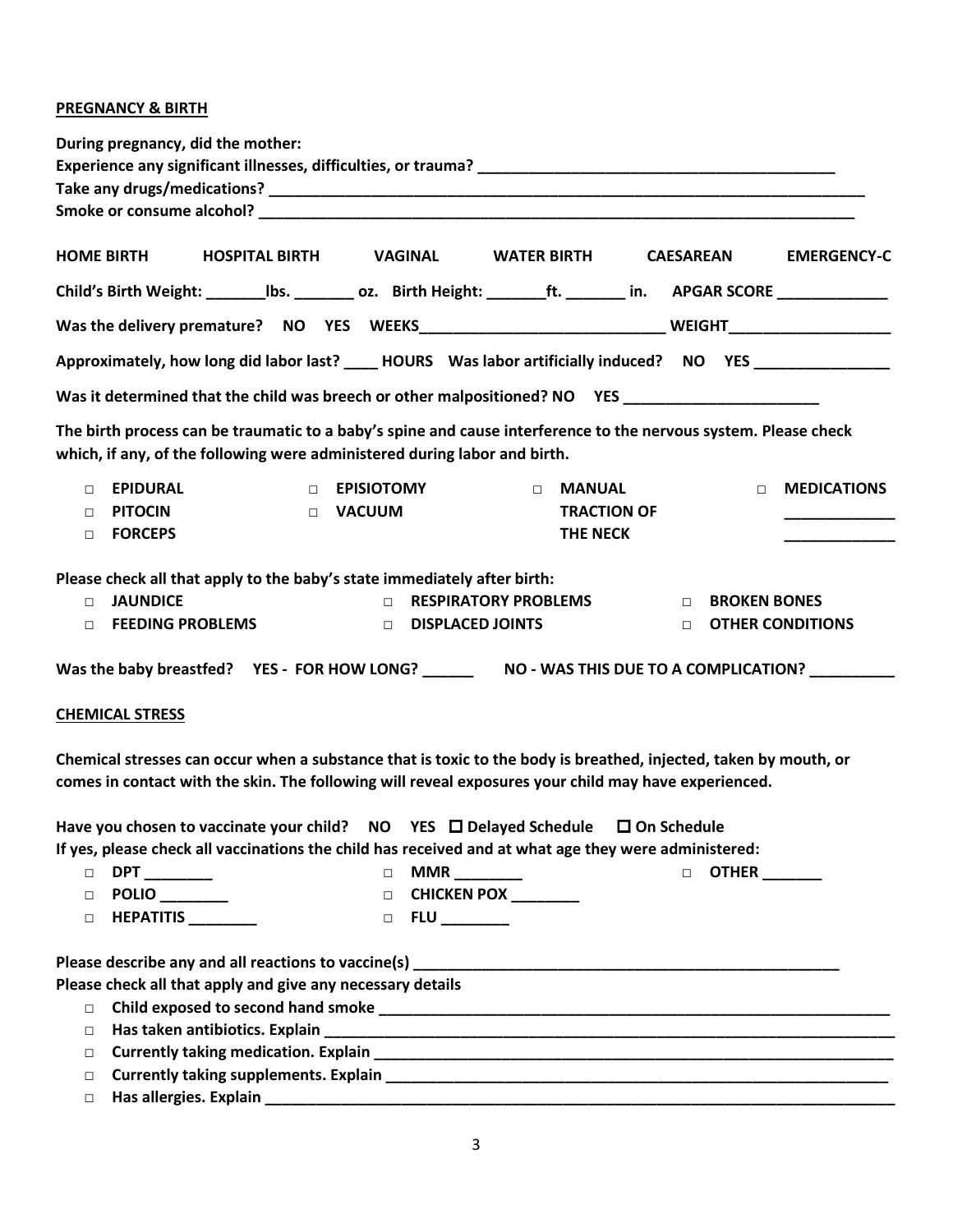**PREGNANCY & BIRTH**

**During pregnancy, did the mother:**
**Experience any significant illnesses, difficulties, or trauma?** ___________________________________________
**Take any drugs/medications?** ___________________________________________________________________________
**Smoke or consume alcohol?** ____________________________________________________________________________

**HOME BIRTH     HOSPITAL BIRTH     VAGINAL     WATER BIRTH     CAESAREAN     EMERGENCY-C**

**Child's Birth Weight:** _______**lbs.** _______ **oz. Birth Height:** _______**ft.** _______ **in. APGAR SCORE** _____________

**Was the delivery premature? NO YES WEEKS**_____________________________ **WEIGHT**___________________

**Approximately, how long did labor last?** ____ **HOURS Was labor artificially induced? NO YES** ________________

**Was it determined that the child was breech or other malpositioned? NO YES** _______________________

**The birth process can be traumatic to a baby's spine and cause interference to the nervous system. Please check which, if any, of the following were administered during labor and birth.**

- □ **EPIDURAL**
- □ **PITOCIN**
- □ **FORCEPS**
- □ **EPISIOTOMY**
- □ **VACUUM**
- □ **MANUAL TRACTION OF THE NECK**
- □ **MEDICATIONS** _____________ _____________

**Please check all that apply to the baby's state immediately after birth:**

- □ **JAUNDICE**
- □ **FEEDING PROBLEMS**
- □ **RESPIRATORY PROBLEMS**
- □ **DISPLACED JOINTS**
- □ **BROKEN BONES**
- □ **OTHER CONDITIONS**

**Was the baby breastfed? YES - FOR HOW LONG?** ______ **NO - WAS THIS DUE TO A COMPLICATION?** __________

**CHEMICAL STRESS**

**Chemical stresses can occur when a substance that is toxic to the body is breathed, injected, taken by mouth, or comes in contact with the skin. The following will reveal exposures your child may have experienced.**

**Have you chosen to vaccinate your child? NO YES ☐ Delayed Schedule ☐ On Schedule**
**If yes, please check all vaccinations the child has received and at what age they were administered:**

- □ **DPT** ________
- □ **POLIO** ________
- □ **HEPATITIS** ________
- □ **MMR** ________
- □ **CHICKEN POX** ________
- □ **FLU** ________
- □ **OTHER** _______

**Please describe any and all reactions to vaccine(s)** ___________________________________________________
**Please check all that apply and give any necessary details**

- □ **Child exposed to second hand smoke** ______________________________________________________________
- □ **Has taken antibiotics. Explain** _____________________________________________________________________
- □ **Currently taking medication. Explain** _______________________________________________________________
- □ **Currently taking supplements. Explain** _____________________________________________________________
- □ **Has allergies. Explain** __________________________________________________________________________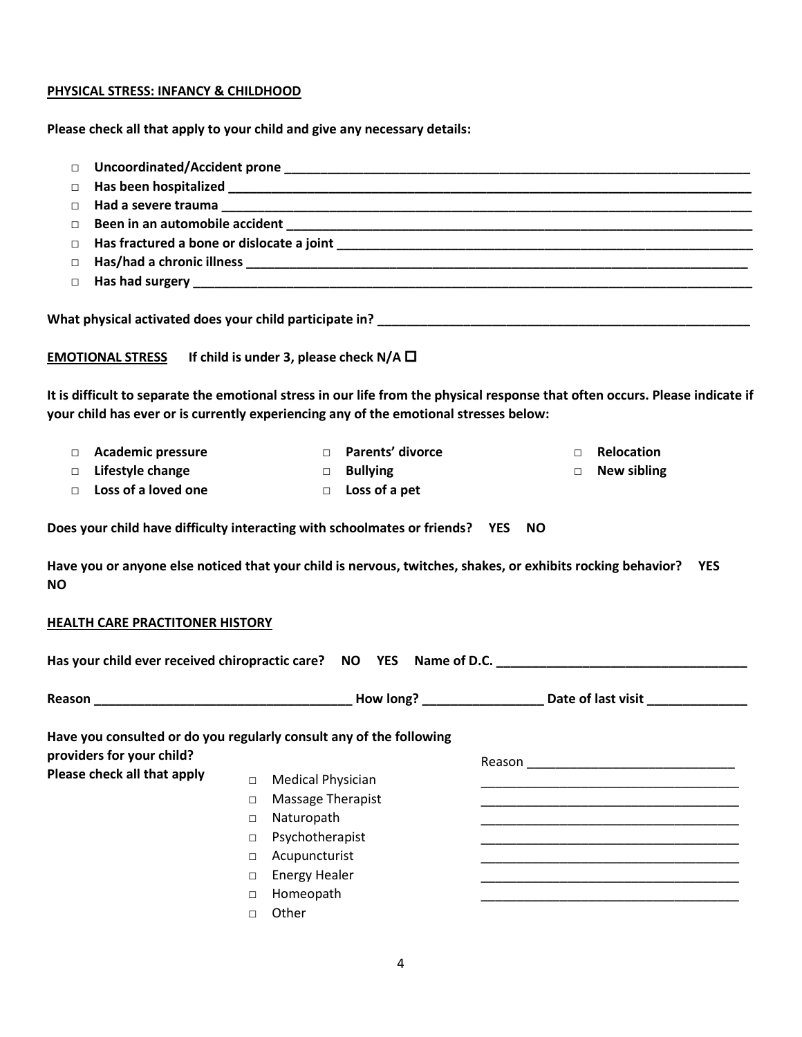**<u>PHYSICAL STRESS: INFANCY & CHILDHOOD</u>**

**Please check all that apply to your child and give any necessary details:**

- □ **Uncoordinated/Accident prone \_\_\_\_\_\_\_\_\_\_\_\_\_\_\_\_\_\_\_\_\_\_\_\_\_\_\_\_\_\_\_\_\_\_\_\_\_\_\_\_\_\_\_\_\_\_\_\_\_\_\_\_\_\_\_\_\_\_\_\_\_\_\_\_\_\_**
- □ **Has been hospitalized \_\_\_\_\_\_\_\_\_\_\_\_\_\_\_\_\_\_\_\_\_\_\_\_\_\_\_\_\_\_\_\_\_\_\_\_\_\_\_\_\_\_\_\_\_\_\_\_\_\_\_\_\_\_\_\_\_\_\_\_\_\_\_\_\_\_\_\_\_\_\_\_\_\_**
- □ **Had a severe trauma \_\_\_\_\_\_\_\_\_\_\_\_\_\_\_\_\_\_\_\_\_\_\_\_\_\_\_\_\_\_\_\_\_\_\_\_\_\_\_\_\_\_\_\_\_\_\_\_\_\_\_\_\_\_\_\_\_\_\_\_\_\_\_\_\_\_\_\_\_\_\_\_\_\_\_**
- □ **Been in an automobile accident \_\_\_\_\_\_\_\_\_\_\_\_\_\_\_\_\_\_\_\_\_\_\_\_\_\_\_\_\_\_\_\_\_\_\_\_\_\_\_\_\_\_\_\_\_\_\_\_\_\_\_\_\_\_\_\_\_\_\_\_\_\_\_\_\_\_**
- □ **Has fractured a bone or dislocate a joint \_\_\_\_\_\_\_\_\_\_\_\_\_\_\_\_\_\_\_\_\_\_\_\_\_\_\_\_\_\_\_\_\_\_\_\_\_\_\_\_\_\_\_\_\_\_\_\_\_\_\_\_\_\_\_\_\_\_\_**
- □ **Has/had a chronic illness \_\_\_\_\_\_\_\_\_\_\_\_\_\_\_\_\_\_\_\_\_\_\_\_\_\_\_\_\_\_\_\_\_\_\_\_\_\_\_\_\_\_\_\_\_\_\_\_\_\_\_\_\_\_\_\_\_\_\_\_\_\_\_\_\_\_\_\_\_\_\_**
- □ **Has had surgery \_\_\_\_\_\_\_\_\_\_\_\_\_\_\_\_\_\_\_\_\_\_\_\_\_\_\_\_\_\_\_\_\_\_\_\_\_\_\_\_\_\_\_\_\_\_\_\_\_\_\_\_\_\_\_\_\_\_\_\_\_\_\_\_\_\_\_\_\_\_\_\_\_\_\_\_\_\_\_**

**What physical activated does your child participate in? \_\_\_\_\_\_\_\_\_\_\_\_\_\_\_\_\_\_\_\_\_\_\_\_\_\_\_\_\_\_\_\_\_\_\_\_\_\_\_\_\_\_\_\_\_\_\_\_\_\_\_\_\_\_\_**

**<u>EMOTIONAL STRESS</u>** **If child is under 3, please check N/A ☐**

**It is difficult to separate the emotional stress in our life from the physical response that often occurs. Please indicate if your child has ever or is currently experiencing any of the emotional stresses below:**

- □ **Academic pressure**
- □ **Lifestyle change**
- □ **Loss of a loved one**
- □ **Parents' divorce**
- □ **Bullying**
- □ **Loss of a pet**
- □ **Relocation**
- □ **New sibling**

**Does your child have difficulty interacting with schoolmates or friends? YES NO**

**Have you or anyone else noticed that your child is nervous, twitches, shakes, or exhibits rocking behavior? YES NO**

**<u>HEALTH CARE PRACTITONER HISTORY</u>**

**Has your child ever received chiropractic care? NO YES Name of D.C. \_\_\_\_\_\_\_\_\_\_\_\_\_\_\_\_\_\_\_\_\_\_\_\_\_\_\_\_\_\_\_\_\_\_\_\_\_**

**Reason \_\_\_\_\_\_\_\_\_\_\_\_\_\_\_\_\_\_\_\_\_\_\_\_\_\_\_\_\_\_\_\_\_\_\_\_\_ How long? \_\_\_\_\_\_\_\_\_\_\_\_\_\_\_\_\_ Date of last visit \_\_\_\_\_\_\_\_\_\_\_\_\_\_**

**Have you consulted or do you regularly consult any of the following providers for your child?**
**Please check all that apply**

Reason \_\_\_\_\_\_\_\_\_\_\_\_\_\_\_\_\_\_\_\_\_\_\_\_\_\_\_\_\_\_

- □ Medical Physician \_\_\_\_\_\_\_\_\_\_\_\_\_\_\_\_\_\_\_\_\_\_\_\_\_\_\_\_\_\_\_\_\_\_\_\_\_\_
- □ Massage Therapist \_\_\_\_\_\_\_\_\_\_\_\_\_\_\_\_\_\_\_\_\_\_\_\_\_\_\_\_\_\_\_\_\_\_\_\_\_\_
- □ Naturopath \_\_\_\_\_\_\_\_\_\_\_\_\_\_\_\_\_\_\_\_\_\_\_\_\_\_\_\_\_\_\_\_\_\_\_\_\_\_
- □ Psychotherapist \_\_\_\_\_\_\_\_\_\_\_\_\_\_\_\_\_\_\_\_\_\_\_\_\_\_\_\_\_\_\_\_\_\_\_\_\_\_
- □ Acupuncturist \_\_\_\_\_\_\_\_\_\_\_\_\_\_\_\_\_\_\_\_\_\_\_\_\_\_\_\_\_\_\_\_\_\_\_\_\_\_
- □ Energy Healer \_\_\_\_\_\_\_\_\_\_\_\_\_\_\_\_\_\_\_\_\_\_\_\_\_\_\_\_\_\_\_\_\_\_\_\_\_\_
- □ Homeopath \_\_\_\_\_\_\_\_\_\_\_\_\_\_\_\_\_\_\_\_\_\_\_\_\_\_\_\_\_\_\_\_\_\_\_\_\_\_
- □ Other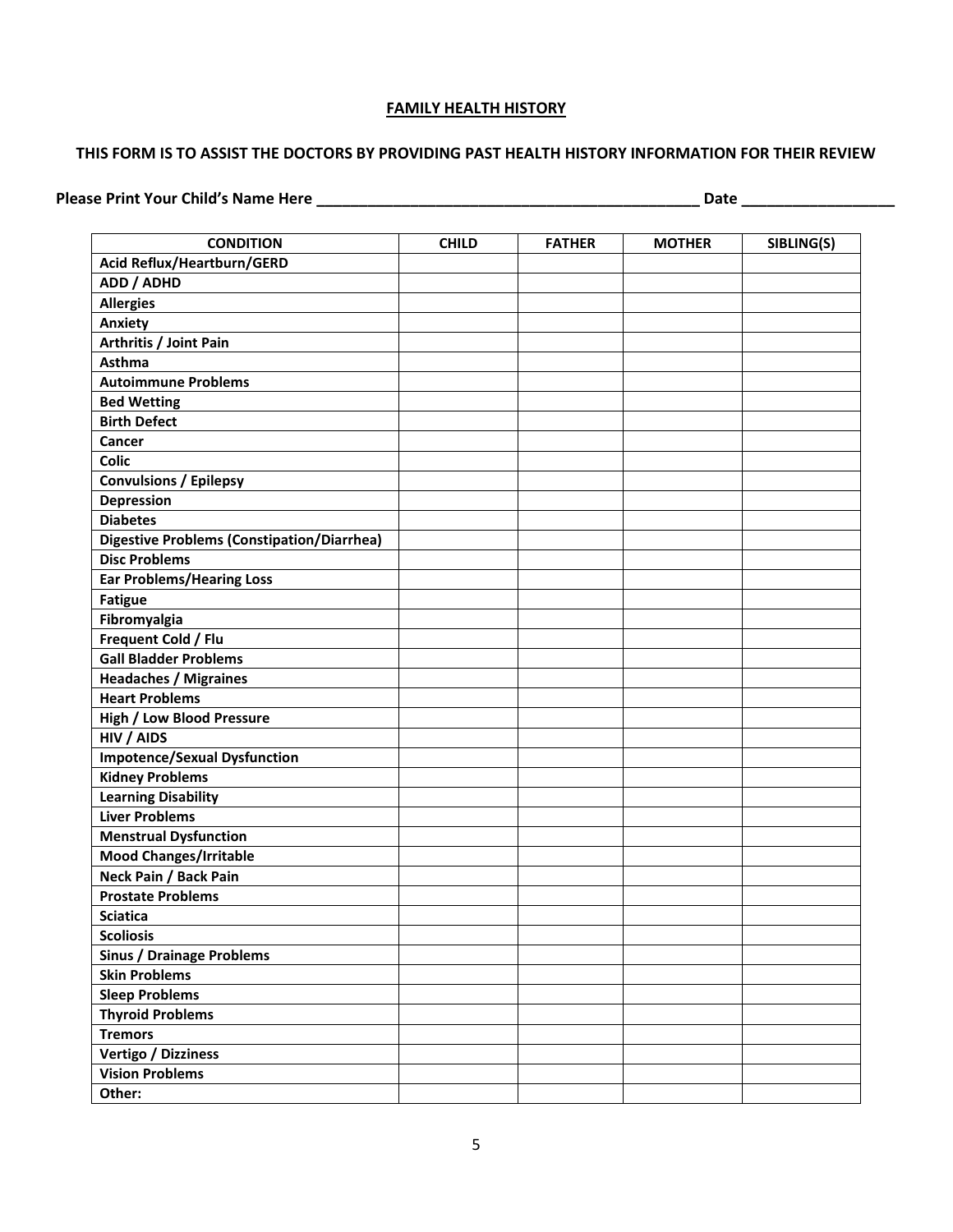## FAMILY HEALTH HISTORY

**THIS FORM IS TO ASSIST THE DOCTORS BY PROVIDING PAST HEALTH HISTORY INFORMATION FOR THEIR REVIEW**

**Please Print Your Child's Name Here ____________________________________________ Date _________________**

| CONDITION | CHILD | FATHER | MOTHER | SIBLING(S) |
|---|---|---|---|---|
| Acid Reflux/Heartburn/GERD | | | | |
| ADD / ADHD | | | | |
| Allergies | | | | |
| Anxiety | | | | |
| Arthritis / Joint Pain | | | | |
| Asthma | | | | |
| Autoimmune Problems | | | | |
| Bed Wetting | | | | |
| Birth Defect | | | | |
| Cancer | | | | |
| Colic | | | | |
| Convulsions / Epilepsy | | | | |
| Depression | | | | |
| Diabetes | | | | |
| Digestive Problems (Constipation/Diarrhea) | | | | |
| Disc Problems | | | | |
| Ear Problems/Hearing Loss | | | | |
| Fatigue | | | | |
| Fibromyalgia | | | | |
| Frequent Cold / Flu | | | | |
| Gall Bladder Problems | | | | |
| Headaches / Migraines | | | | |
| Heart Problems | | | | |
| High / Low Blood Pressure | | | | |
| HIV / AIDS | | | | |
| Impotence/Sexual Dysfunction | | | | |
| Kidney Problems | | | | |
| Learning Disability | | | | |
| Liver Problems | | | | |
| Menstrual Dysfunction | | | | |
| Mood Changes/Irritable | | | | |
| Neck Pain / Back Pain | | | | |
| Prostate Problems | | | | |
| Sciatica | | | | |
| Scoliosis | | | | |
| Sinus / Drainage Problems | | | | |
| Skin Problems | | | | |
| Sleep Problems | | | | |
| Thyroid Problems | | | | |
| Tremors | | | | |
| Vertigo / Dizziness | | | | |
| Vision Problems | | | | |
| Other: | | | | |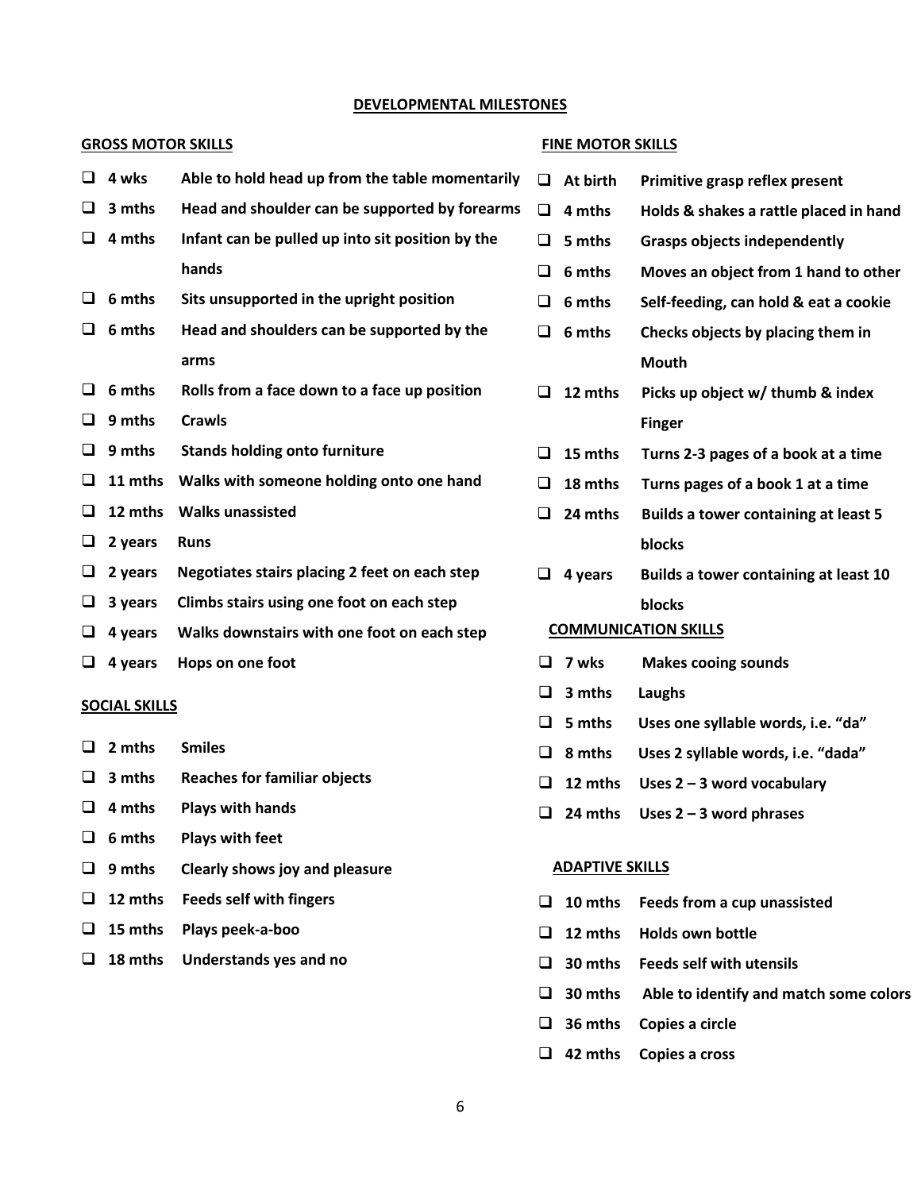## DEVELOPMENTAL MILESTONES

### GROSS MOTOR SKILLS

- ☐ **4 wks** Able to hold head up from the table momentarily
- ☐ **3 mths** Head and shoulder can be supported by forearms
- ☐ **4 mths** Infant can be pulled up into sit position by the hands
- ☐ **6 mths** Sits unsupported in the upright position
- ☐ **6 mths** Head and shoulders can be supported by the arms
- ☐ **6 mths** Rolls from a face down to a face up position
- ☐ **9 mths** Crawls
- ☐ **9 mths** Stands holding onto furniture
- ☐ **11 mths** Walks with someone holding onto one hand
- ☐ **12 mths** Walks unassisted
- ☐ **2 years** Runs
- ☐ **2 years** Negotiates stairs placing 2 feet on each step
- ☐ **3 years** Climbs stairs using one foot on each step
- ☐ **4 years** Walks downstairs with one foot on each step
- ☐ **4 years** Hops on one foot

### SOCIAL SKILLS

- ☐ **2 mths** Smiles
- ☐ **3 mths** Reaches for familiar objects
- ☐ **4 mths** Plays with hands
- ☐ **6 mths** Plays with feet
- ☐ **9 mths** Clearly shows joy and pleasure
- ☐ **12 mths** Feeds self with fingers
- ☐ **15 mths** Plays peek-a-boo
- ☐ **18 mths** Understands yes and no

### FINE MOTOR SKILLS

- ☐ **At birth** Primitive grasp reflex present
- ☐ **4 mths** Holds & shakes a rattle placed in hand
- ☐ **5 mths** Grasps objects independently
- ☐ **6 mths** Moves an object from 1 hand to other
- ☐ **6 mths** Self-feeding, can hold & eat a cookie
- ☐ **6 mths** Checks objects by placing them in Mouth
- ☐ **12 mths** Picks up object w/ thumb & index Finger
- ☐ **15 mths** Turns 2-3 pages of a book at a time
- ☐ **18 mths** Turns pages of a book 1 at a time
- ☐ **24 mths** Builds a tower containing at least 5 blocks
- ☐ **4 years** Builds a tower containing at least 10 blocks

### COMMUNICATION SKILLS

- ☐ **7 wks** Makes cooing sounds
- ☐ **3 mths** Laughs
- ☐ **5 mths** Uses one syllable words, i.e. "da"
- ☐ **8 mths** Uses 2 syllable words, i.e. "dada"
- ☐ **12 mths** Uses 2 – 3 word vocabulary
- ☐ **24 mths** Uses 2 – 3 word phrases

### ADAPTIVE SKILLS

- ☐ **10 mths** Feeds from a cup unassisted
- ☐ **12 mths** Holds own bottle
- ☐ **30 mths** Feeds self with utensils
- ☐ **30 mths** Able to identify and match some colors
- ☐ **36 mths** Copies a circle
- ☐ **42 mths** Copies a cross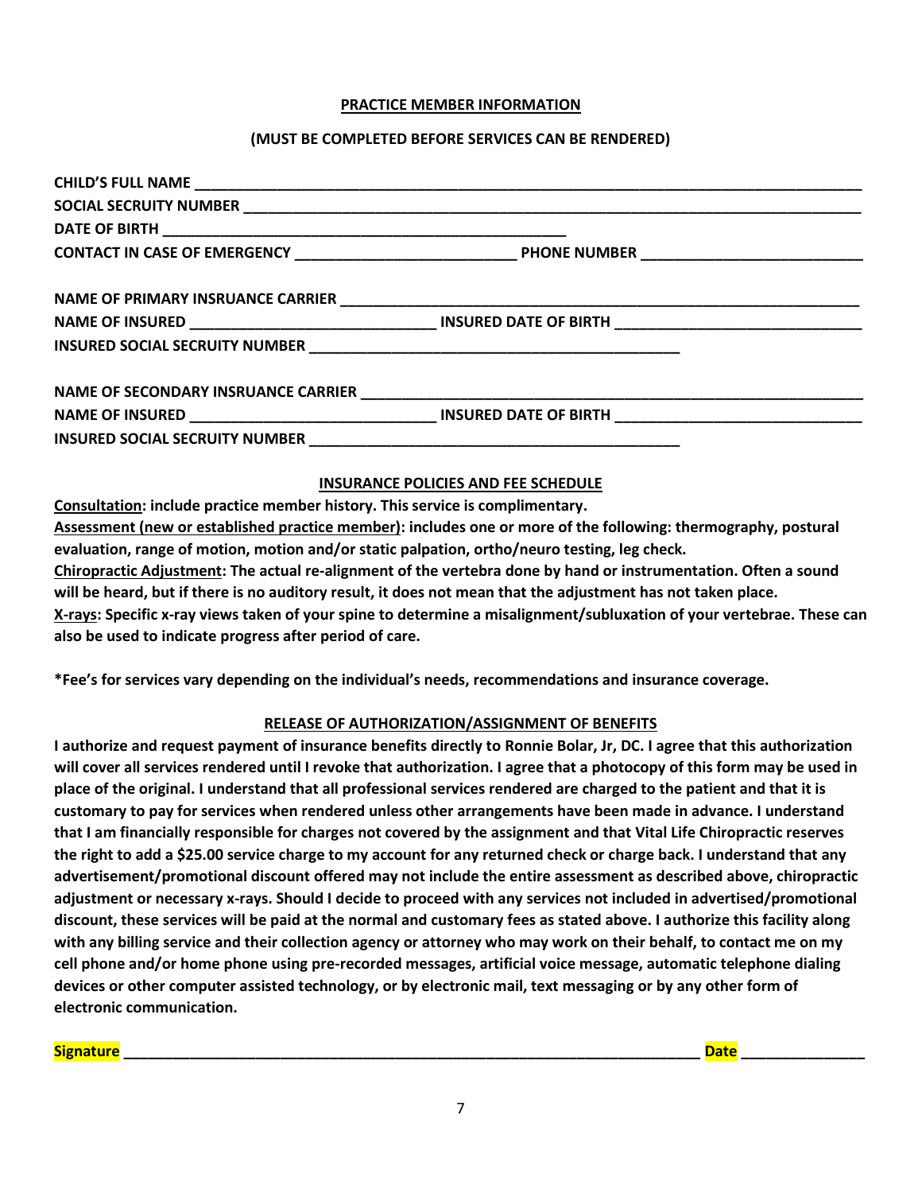**PRACTICE MEMBER INFORMATION**

**(MUST BE COMPLETED BEFORE SERVICES CAN BE RENDERED)**

**CHILD'S FULL NAME** ________________________________________________________________

**SOCIAL SECRUITY NUMBER** ____________________________________________________________

**DATE OF BIRTH** _______________________________________

**CONTACT IN CASE OF EMERGENCY** _________________________ **PHONE NUMBER** _________________________

**NAME OF PRIMARY INSRUANCE CARRIER** ________________________________________________

**NAME OF INSURED** ___________________________ **INSURED DATE OF BIRTH** ___________________________

**INSURED SOCIAL SECRUITY NUMBER** ___________________________________________

**NAME OF SECONDARY INSRUANCE CARRIER** ______________________________________________

**NAME OF INSURED** ___________________________ **INSURED DATE OF BIRTH** ___________________________

**INSURED SOCIAL SECRUITY NUMBER** ___________________________________________

**INSURANCE POLICIES AND FEE SCHEDULE**

**Consultation: include practice member history. This service is complimentary.**

**Assessment (new or established practice member): includes one or more of the following: thermography, postural evaluation, range of motion, motion and/or static palpation, ortho/neuro testing, leg check.**

**Chiropractic Adjustment: The actual re-alignment of the vertebra done by hand or instrumentation. Often a sound will be heard, but if there is no auditory result, it does not mean that the adjustment has not taken place.**

**X-rays: Specific x-ray views taken of your spine to determine a misalignment/subluxation of your vertebrae. These can also be used to indicate progress after period of care.**

**\*Fee's for services vary depending on the individual's needs, recommendations and insurance coverage.**

**RELEASE OF AUTHORIZATION/ASSIGNMENT OF BENEFITS**

**I authorize and request payment of insurance benefits directly to Ronnie Bolar, Jr, DC. I agree that this authorization will cover all services rendered until I revoke that authorization. I agree that a photocopy of this form may be used in place of the original. I understand that all professional services rendered are charged to the patient and that it is customary to pay for services when rendered unless other arrangements have been made in advance. I understand that I am financially responsible for charges not covered by the assignment and that Vital Life Chiropractic reserves the right to add a $25.00 service charge to my account for any returned check or charge back. I understand that any advertisement/promotional discount offered may not include the entire assessment as described above, chiropractic adjustment or necessary x-rays. Should I decide to proceed with any services not included in advertised/promotional discount, these services will be paid at the normal and customary fees as stated above. I authorize this facility along with any billing service and their collection agency or attorney who may work on their behalf, to contact me on my cell phone and/or home phone using pre-recorded messages, artificial voice message, automatic telephone dialing devices or other computer assisted technology, or by electronic mail, text messaging or by any other form of electronic communication.**

**Signature** ____________________________________________________________ **Date** ______________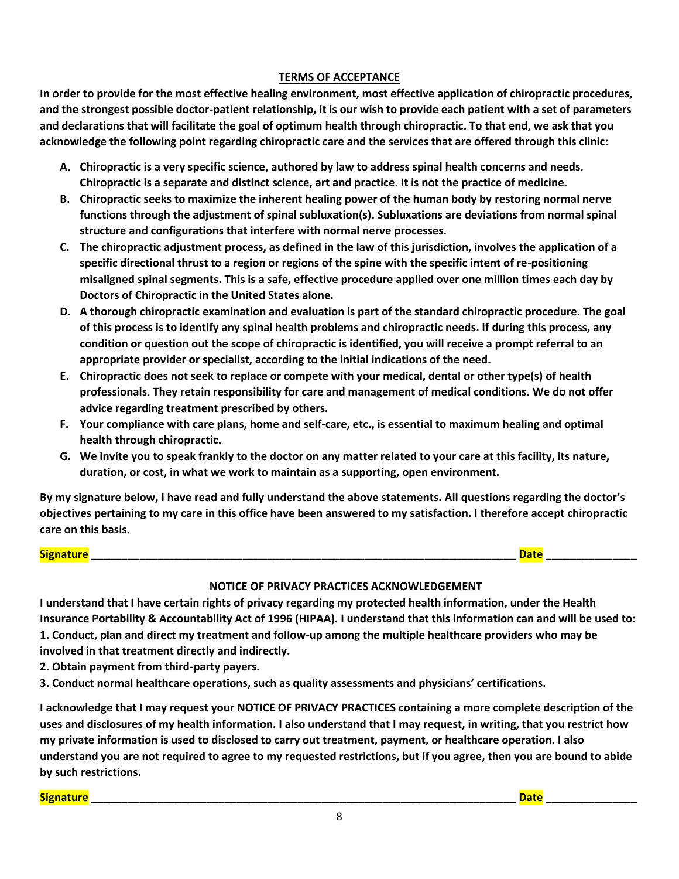## TERMS OF ACCEPTANCE

**In order to provide for the most effective healing environment, most effective application of chiropractic procedures, and the strongest possible doctor-patient relationship, it is our wish to provide each patient with a set of parameters and declarations that will facilitate the goal of optimum health through chiropractic. To that end, we ask that you acknowledge the following point regarding chiropractic care and the services that are offered through this clinic:**

A. **Chiropractic is a very specific science, authored by law to address spinal health concerns and needs. Chiropractic is a separate and distinct science, art and practice. It is not the practice of medicine.**
B. **Chiropractic seeks to maximize the inherent healing power of the human body by restoring normal nerve functions through the adjustment of spinal subluxation(s). Subluxations are deviations from normal spinal structure and configurations that interfere with normal nerve processes.**
C. **The chiropractic adjustment process, as defined in the law of this jurisdiction, involves the application of a specific directional thrust to a region or regions of the spine with the specific intent of re-positioning misaligned spinal segments. This is a safe, effective procedure applied over one million times each day by Doctors of Chiropractic in the United States alone.**
D. **A thorough chiropractic examination and evaluation is part of the standard chiropractic procedure. The goal of this process is to identify any spinal health problems and chiropractic needs. If during this process, any condition or question out the scope of chiropractic is identified, you will receive a prompt referral to an appropriate provider or specialist, according to the initial indications of the need.**
E. **Chiropractic does not seek to replace or compete with your medical, dental or other type(s) of health professionals. They retain responsibility for care and management of medical conditions. We do not offer advice regarding treatment prescribed by others.**
F. **Your compliance with care plans, home and self-care, etc., is essential to maximum healing and optimal health through chiropractic.**
G. **We invite you to speak frankly to the doctor on any matter related to your care at this facility, its nature, duration, or cost, in what we work to maintain as a supporting, open environment.**

**By my signature below, I have read and fully understand the above statements. All questions regarding the doctor's objectives pertaining to my care in this office have been answered to my satisfaction. I therefore accept chiropractic care on this basis.**

**Signature** ______________________________________________________________________ **Date** ______________

## NOTICE OF PRIVACY PRACTICES ACKNOWLEDGEMENT

**I understand that I have certain rights of privacy regarding my protected health information, under the Health Insurance Portability & Accountability Act of 1996 (HIPAA). I understand that this information can and will be used to:**

**1. Conduct, plan and direct my treatment and follow-up among the multiple healthcare providers who may be involved in that treatment directly and indirectly.**

**2. Obtain payment from third-party payers.**

**3. Conduct normal healthcare operations, such as quality assessments and physicians' certifications.**

**I acknowledge that I may request your NOTICE OF PRIVACY PRACTICES containing a more complete description of the uses and disclosures of my health information. I also understand that I may request, in writing, that you restrict how my private information is used to disclosed to carry out treatment, payment, or healthcare operation. I also understand you are not required to agree to my requested restrictions, but if you agree, then you are bound to abide by such restrictions.**

**Signature** ______________________________________________________________________ **Date** ______________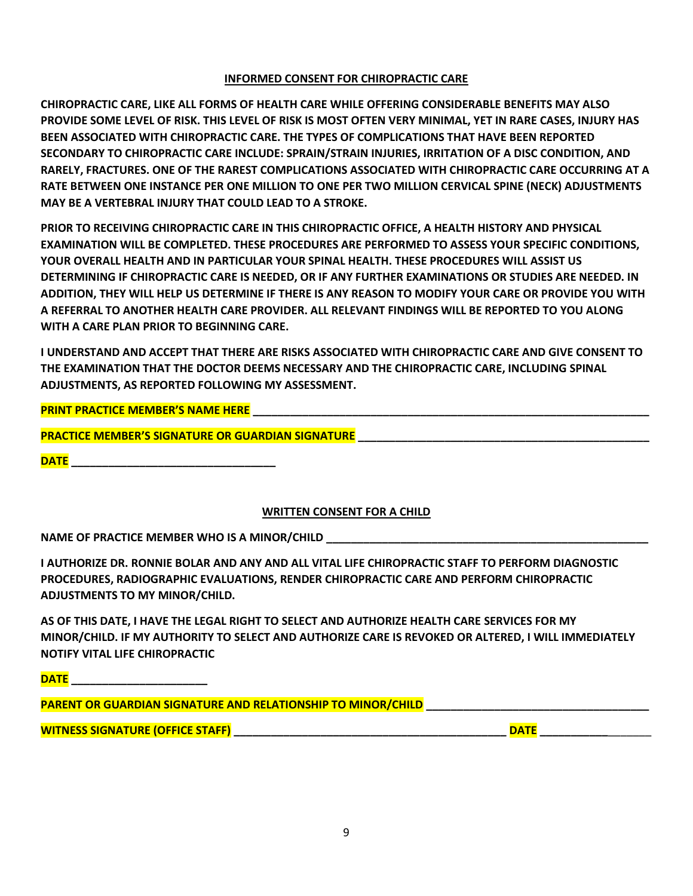## INFORMED CONSENT FOR CHIROPRACTIC CARE

**CHIROPRACTIC CARE, LIKE ALL FORMS OF HEALTH CARE WHILE OFFERING CONSIDERABLE BENEFITS MAY ALSO PROVIDE SOME LEVEL OF RISK. THIS LEVEL OF RISK IS MOST OFTEN VERY MINIMAL, YET IN RARE CASES, INJURY HAS BEEN ASSOCIATED WITH CHIROPRACTIC CARE. THE TYPES OF COMPLICATIONS THAT HAVE BEEN REPORTED SECONDARY TO CHIROPRACTIC CARE INCLUDE: SPRAIN/STRAIN INJURIES, IRRITATION OF A DISC CONDITION, AND RARELY, FRACTURES. ONE OF THE RAREST COMPLICATIONS ASSOCIATED WITH CHIROPRACTIC CARE OCCURRING AT A RATE BETWEEN ONE INSTANCE PER ONE MILLION TO ONE PER TWO MILLION CERVICAL SPINE (NECK) ADJUSTMENTS MAY BE A VERTEBRAL INJURY THAT COULD LEAD TO A STROKE.**

**PRIOR TO RECEIVING CHIROPRACTIC CARE IN THIS CHIROPRACTIC OFFICE, A HEALTH HISTORY AND PHYSICAL EXAMINATION WILL BE COMPLETED. THESE PROCEDURES ARE PERFORMED TO ASSESS YOUR SPECIFIC CONDITIONS, YOUR OVERALL HEALTH AND IN PARTICULAR YOUR SPINAL HEALTH. THESE PROCEDURES WILL ASSIST US DETERMINING IF CHIROPRACTIC CARE IS NEEDED, OR IF ANY FURTHER EXAMINATIONS OR STUDIES ARE NEEDED. IN ADDITION, THEY WILL HELP US DETERMINE IF THERE IS ANY REASON TO MODIFY YOUR CARE OR PROVIDE YOU WITH A REFERRAL TO ANOTHER HEALTH CARE PROVIDER. ALL RELEVANT FINDINGS WILL BE REPORTED TO YOU ALONG WITH A CARE PLAN PRIOR TO BEGINNING CARE.**

**I UNDERSTAND AND ACCEPT THAT THERE ARE RISKS ASSOCIATED WITH CHIROPRACTIC CARE AND GIVE CONSENT TO THE EXAMINATION THAT THE DOCTOR DEEMS NECESSARY AND THE CHIROPRACTIC CARE, INCLUDING SPINAL ADJUSTMENTS, AS REPORTED FOLLOWING MY ASSESSMENT.**

**PRINT PRACTICE MEMBER'S NAME HERE ________________________________________________________________**

**PRACTICE MEMBER'S SIGNATURE OR GUARDIAN SIGNATURE ____________________________________________**

**DATE ________________________________**

## WRITTEN CONSENT FOR A CHILD

**NAME OF PRACTICE MEMBER WHO IS A MINOR/CHILD ____________________________________________________**

**I AUTHORIZE DR. RONNIE BOLAR AND ANY AND ALL VITAL LIFE CHIROPRACTIC STAFF TO PERFORM DIAGNOSTIC PROCEDURES, RADIOGRAPHIC EVALUATIONS, RENDER CHIROPRACTIC CARE AND PERFORM CHIROPRACTIC ADJUSTMENTS TO MY MINOR/CHILD.**

**AS OF THIS DATE, I HAVE THE LEGAL RIGHT TO SELECT AND AUTHORIZE HEALTH CARE SERVICES FOR MY MINOR/CHILD. IF MY AUTHORITY TO SELECT AND AUTHORIZE CARE IS REVOKED OR ALTERED, I WILL IMMEDIATELY NOTIFY VITAL LIFE CHIROPRACTIC**

**DATE ______________________**

**PARENT OR GUARDIAN SIGNATURE AND RELATIONSHIP TO MINOR/CHILD ___________________________________**

**WITNESS SIGNATURE (OFFICE STAFF) ____________________________________________ DATE ___________________**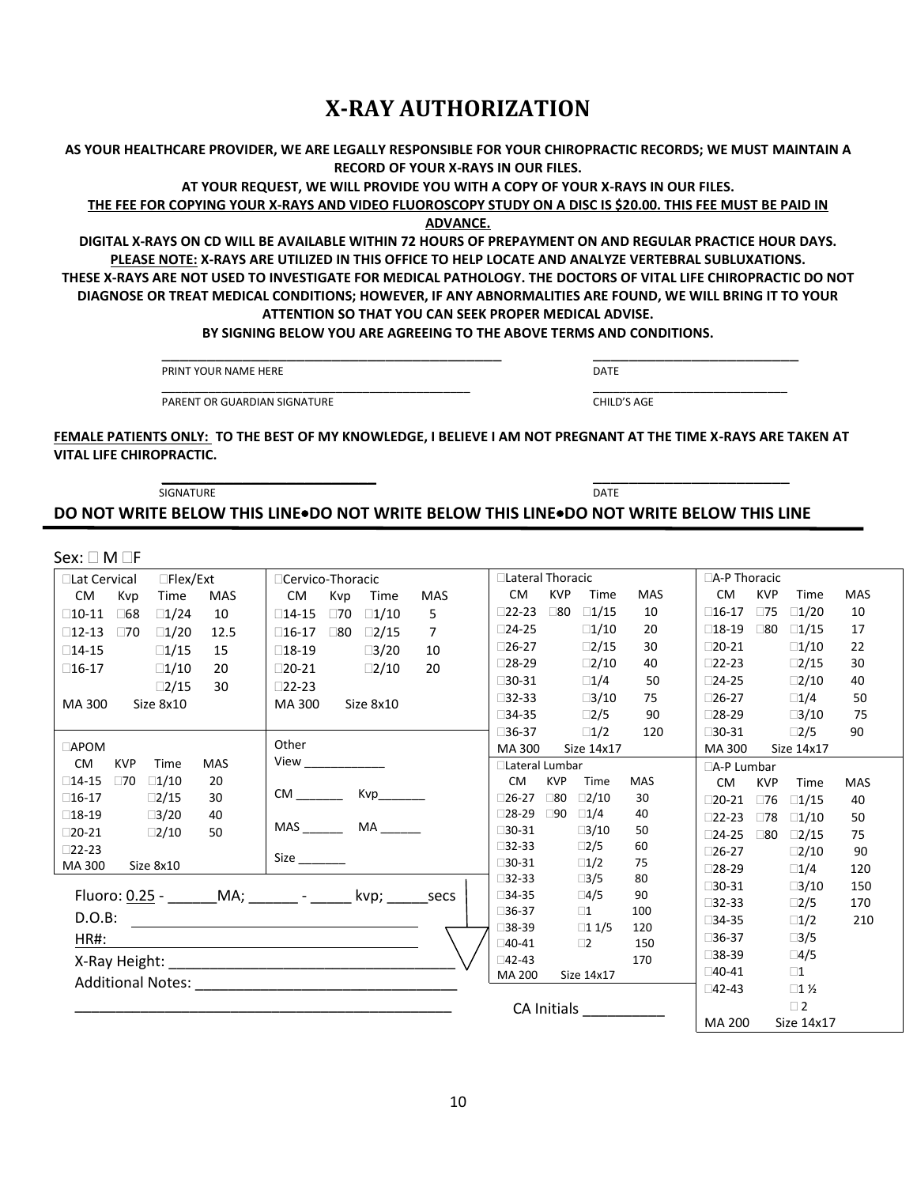# X-RAY AUTHORIZATION

**AS YOUR HEALTHCARE PROVIDER, WE ARE LEGALLY RESPONSIBLE FOR YOUR CHIROPRACTIC RECORDS; WE MUST MAINTAIN A RECORD OF YOUR X-RAYS IN OUR FILES.**

**AT YOUR REQUEST, WE WILL PROVIDE YOU WITH A COPY OF YOUR X-RAYS IN OUR FILES.**

**<u>THE FEE FOR COPYING YOUR X-RAYS AND VIDEO FLUOROSCOPY STUDY ON A DISC IS $20.00. THIS FEE MUST BE PAID IN ADVANCE.</u>**

**DIGITAL X-RAYS ON CD WILL BE AVAILABLE WITHIN 72 HOURS OF PREPAYMENT ON AND REGULAR PRACTICE HOUR DAYS.**

**<u>PLEASE NOTE:</u> X-RAYS ARE UTILIZED IN THIS OFFICE TO HELP LOCATE AND ANALYZE VERTEBRAL SUBLUXATIONS. THESE X-RAYS ARE NOT USED TO INVESTIGATE FOR MEDICAL PATHOLOGY. THE DOCTORS OF VITAL LIFE CHIROPRACTIC DO NOT DIAGNOSE OR TREAT MEDICAL CONDITIONS; HOWEVER, IF ANY ABNORMALITIES ARE FOUND, WE WILL BRING IT TO YOUR ATTENTION SO THAT YOU CAN SEEK PROPER MEDICAL ADVISE.**

**BY SIGNING BELOW YOU ARE AGREEING TO THE ABOVE TERMS AND CONDITIONS.**

PRINT YOUR NAME HERE ______________________________ DATE ______________

PARENT OR GUARDIAN SIGNATURE ______________________________ CHILD'S AGE ______________

**<u>FEMALE PATIENTS ONLY:</u> TO THE BEST OF MY KNOWLEDGE, I BELIEVE I AM NOT PREGNANT AT THE TIME X-RAYS ARE TAKEN AT VITAL LIFE CHIROPRACTIC.**

SIGNATURE ______________________________ DATE ______________

**DO NOT WRITE BELOW THIS LINE•DO NOT WRITE BELOW THIS LINE•DO NOT WRITE BELOW THIS LINE**

Sex: ☐ M ☐F

☐Lat Cervical ☐Flex/Ext

| CM | Kvp | Time | MAS |
|---|---|---|---|
| ☐10-11 | ☐68 | ☐1/24 | 10 |
| ☐12-13 | ☐70 | ☐1/20 | 12.5 |
| ☐14-15 | | ☐1/15 | 15 |
| ☐16-17 | | ☐1/10 | 20 |
| | | ☐2/15 | 30 |

MA 300 Size 8x10

☐Cervico-Thoracic

| CM | Kvp | Time | MAS |
|---|---|---|---|
| ☐14-15 | ☐70 | ☐1/10 | 5 |
| ☐16-17 | ☐80 | ☐2/15 | 7 |
| ☐18-19 | | ☐3/20 | 10 |
| ☐20-21 | | ☐2/10 | 20 |
| ☐22-23 | | | |

MA 300 Size 8x10

☐Lateral Thoracic

| CM | KVP | Time | MAS |
|---|---|---|---|
| ☐22-23 | ☐80 | ☐1/15 | 10 |
| ☐24-25 | | ☐1/10 | 20 |
| ☐26-27 | | ☐2/15 | 30 |
| ☐28-29 | | ☐2/10 | 40 |
| ☐30-31 | | ☐1/4 | 50 |
| ☐32-33 | | ☐3/10 | 75 |
| ☐34-35 | | ☐2/5 | 90 |
| ☐36-37 | | ☐1/2 | 120 |

MA 300 Size 14x17

☐A-P Thoracic

| CM | KVP | Time | MAS |
|---|---|---|---|
| ☐16-17 | ☐75 | ☐1/20 | 10 |
| ☐18-19 | ☐80 | ☐1/15 | 17 |
| ☐20-21 | | ☐1/10 | 22 |
| ☐22-23 | | ☐2/15 | 30 |
| ☐24-25 | | ☐2/10 | 40 |
| ☐26-27 | | ☐1/4 | 50 |
| ☐28-29 | | ☐3/10 | 75 |
| ☐30-31 | | ☐2/5 | 90 |

MA 300 Size 14x17

☐APOM

| CM | KVP | Time | MAS |
|---|---|---|---|
| ☐14-15 | ☐70 | ☐1/10 | 20 |
| ☐16-17 | | ☐2/15 | 30 |
| ☐18-19 | | ☐3/20 | 40 |
| ☐20-21 | | ☐2/10 | 50 |
| ☐22-23 | | | |

MA 300 Size 8x10

Other

View ____________

CM _______ Kvp_______

MAS ______ MA ______

Size _______

☐Lateral Lumbar

| CM | KVP | Time | MAS |
|---|---|---|---|
| ☐26-27 | ☐80 | ☐2/10 | 30 |
| ☐28-29 | ☐90 | ☐1/4 | 40 |
| ☐30-31 | | ☐3/10 | 50 |
| ☐32-33 | | ☐2/5 | 60 |
| ☐30-31 | | ☐1/2 | 75 |
| ☐32-33 | | ☐3/5 | 80 |
| ☐34-35 | | ☐4/5 | 90 |
| ☐36-37 | | ☐1 | 100 |
| ☐38-39 | | ☐1 1/5 | 120 |
| ☐40-41 | | ☐2 | 150 |
| ☐42-43 | | | 170 |

MA 200 Size 14x17

☐A-P Lumbar

| CM | KVP | Time | MAS |
|---|---|---|---|
| ☐20-21 | ☐76 | ☐1/15 | 40 |
| ☐22-23 | ☐78 | ☐1/10 | 50 |
| ☐24-25 | ☐80 | ☐2/15 | 75 |
| ☐26-27 | | ☐2/10 | 90 |
| ☐28-29 | | ☐1/4 | 120 |
| ☐30-31 | | ☐3/10 | 150 |
| ☐32-33 | | ☐2/5 | 170 |
| ☐34-35 | | ☐1/2 | 210 |
| ☐36-37 | | ☐3/5 | |
| ☐38-39 | | ☐4/5 | |
| ☐40-41 | | ☐1 | |
| ☐42-43 | | ☐1 ½ | |
| | | ☐ 2 | |

MA 200 Size 14x17

Fluoro: <u>0.25</u> - ______MA; ______ - _____ kvp; _____secs

D.O.B: ______________________________

HR#: ______________________________

X-Ray Height: ______________________________

Additional Notes: ______________________________

______________________________________________

CA Initials __________